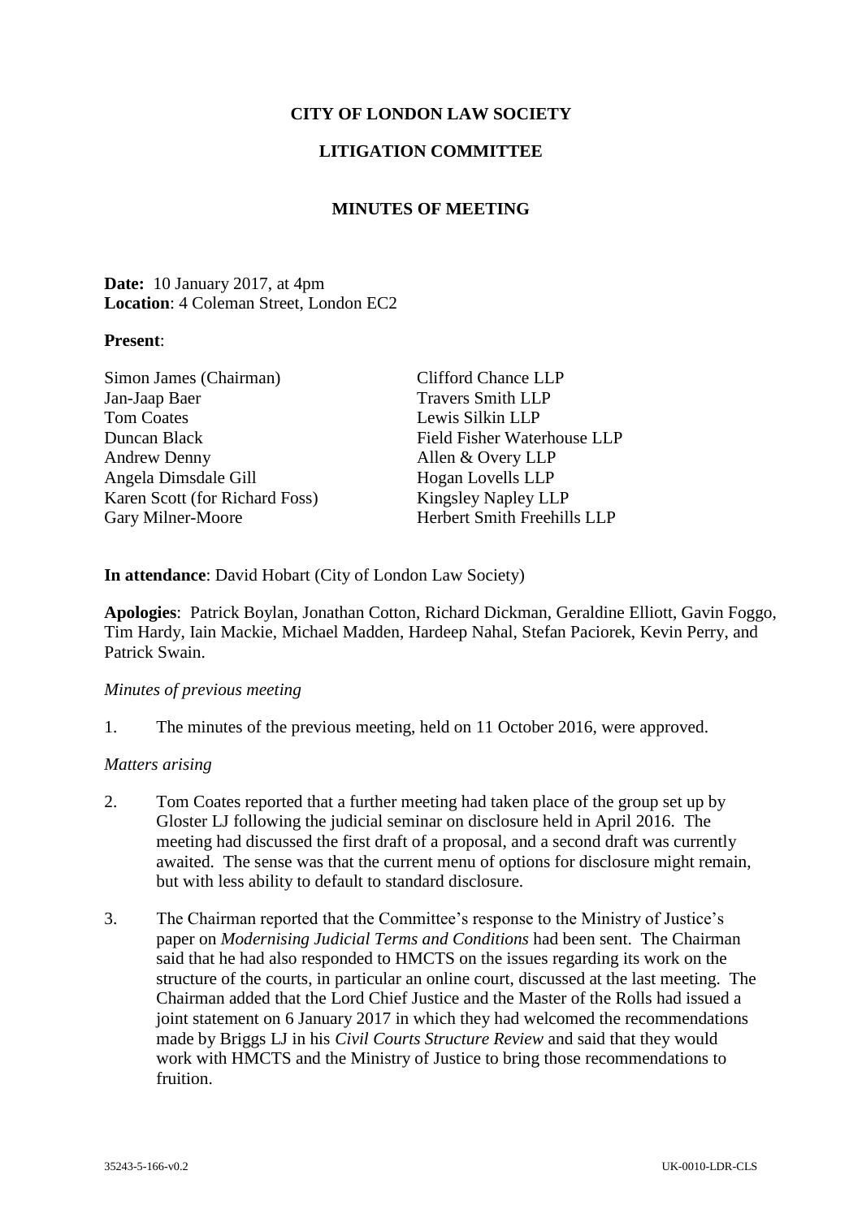# CITY OF LONDON LAW SOCIETY

## LITIGATION COMMITTEE

### MINUTES OF MEETING

**Date:** 10 January 2017, at 4pm
**Location**: 4 Coleman Street, London EC2

**Present**:

| | |
|---|---|
| Simon James (Chairman) | Clifford Chance LLP |
| Jan-Jaap Baer | Travers Smith LLP |
| Tom Coates | Lewis Silkin LLP |
| Duncan Black | Field Fisher Waterhouse LLP |
| Andrew Denny | Allen & Overy LLP |
| Angela Dimsdale Gill | Hogan Lovells LLP |
| Karen Scott (for Richard Foss) | Kingsley Napley LLP |
| Gary Milner-Moore | Herbert Smith Freehills LLP |

**In attendance**: David Hobart (City of London Law Society)

**Apologies**: Patrick Boylan, Jonathan Cotton, Richard Dickman, Geraldine Elliott, Gavin Foggo, Tim Hardy, Iain Mackie, Michael Madden, Hardeep Nahal, Stefan Paciorek, Kevin Perry, and Patrick Swain.

*Minutes of previous meeting*

1. The minutes of the previous meeting, held on 11 October 2016, were approved.

*Matters arising*

2. Tom Coates reported that a further meeting had taken place of the group set up by Gloster LJ following the judicial seminar on disclosure held in April 2016. The meeting had discussed the first draft of a proposal, and a second draft was currently awaited. The sense was that the current menu of options for disclosure might remain, but with less ability to default to standard disclosure.

3. The Chairman reported that the Committee's response to the Ministry of Justice's paper on *Modernising Judicial Terms and Conditions* had been sent. The Chairman said that he had also responded to HMCTS on the issues regarding its work on the structure of the courts, in particular an online court, discussed at the last meeting. The Chairman added that the Lord Chief Justice and the Master of the Rolls had issued a joint statement on 6 January 2017 in which they had welcomed the recommendations made by Briggs LJ in his *Civil Courts Structure Review* and said that they would work with HMCTS and the Ministry of Justice to bring those recommendations to fruition.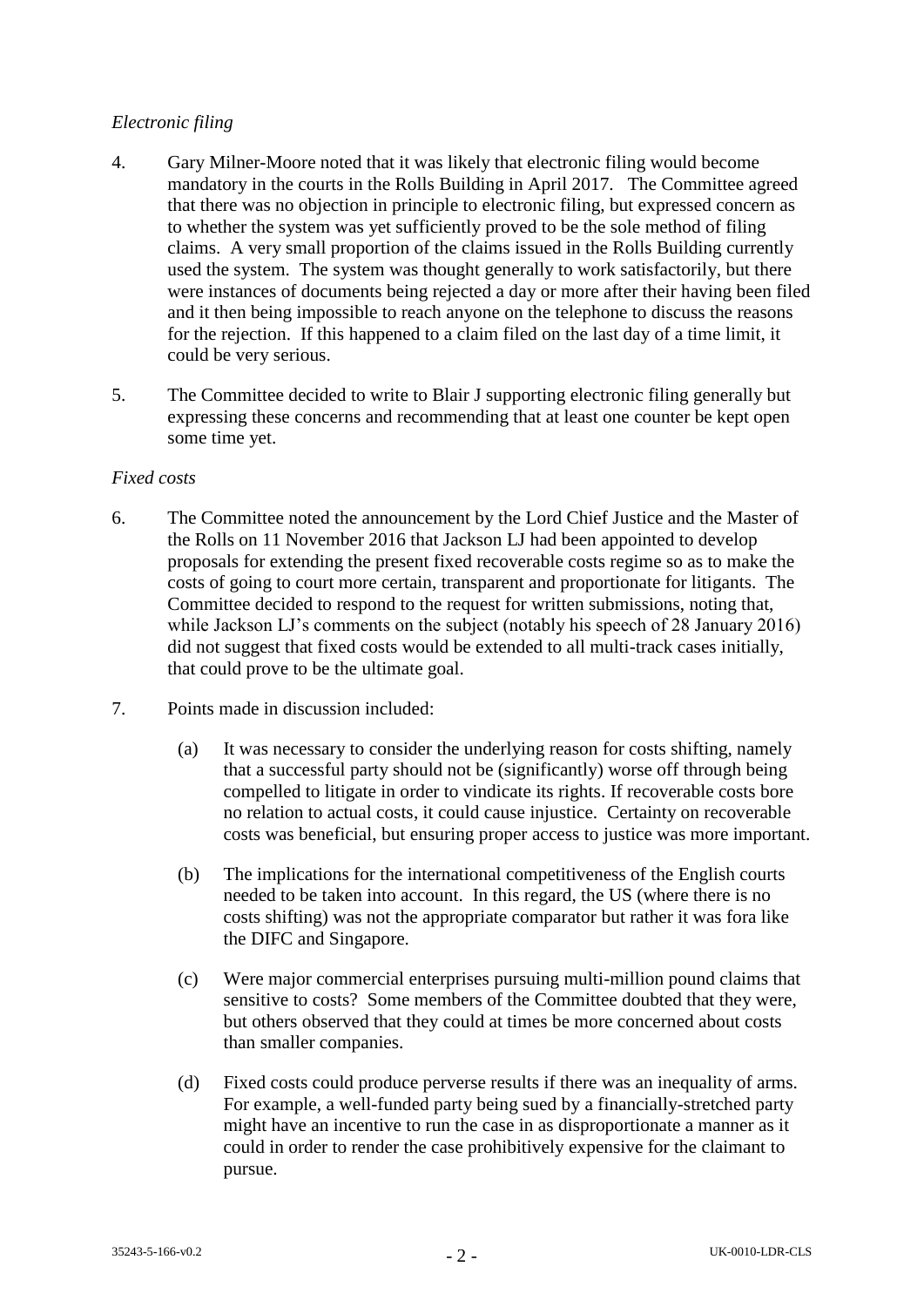*Electronic filing*

4. Gary Milner-Moore noted that it was likely that electronic filing would become mandatory in the courts in the Rolls Building in April 2017. The Committee agreed that there was no objection in principle to electronic filing, but expressed concern as to whether the system was yet sufficiently proved to be the sole method of filing claims. A very small proportion of the claims issued in the Rolls Building currently used the system. The system was thought generally to work satisfactorily, but there were instances of documents being rejected a day or more after their having been filed and it then being impossible to reach anyone on the telephone to discuss the reasons for the rejection. If this happened to a claim filed on the last day of a time limit, it could be very serious.

5. The Committee decided to write to Blair J supporting electronic filing generally but expressing these concerns and recommending that at least one counter be kept open some time yet.

*Fixed costs*

6. The Committee noted the announcement by the Lord Chief Justice and the Master of the Rolls on 11 November 2016 that Jackson LJ had been appointed to develop proposals for extending the present fixed recoverable costs regime so as to make the costs of going to court more certain, transparent and proportionate for litigants. The Committee decided to respond to the request for written submissions, noting that, while Jackson LJ's comments on the subject (notably his speech of 28 January 2016) did not suggest that fixed costs would be extended to all multi-track cases initially, that could prove to be the ultimate goal.

7. Points made in discussion included:

   (a) It was necessary to consider the underlying reason for costs shifting, namely that a successful party should not be (significantly) worse off through being compelled to litigate in order to vindicate its rights. If recoverable costs bore no relation to actual costs, it could cause injustice. Certainty on recoverable costs was beneficial, but ensuring proper access to justice was more important.

   (b) The implications for the international competitiveness of the English courts needed to be taken into account. In this regard, the US (where there is no costs shifting) was not the appropriate comparator but rather it was fora like the DIFC and Singapore.

   (c) Were major commercial enterprises pursuing multi-million pound claims that sensitive to costs? Some members of the Committee doubted that they were, but others observed that they could at times be more concerned about costs than smaller companies.

   (d) Fixed costs could produce perverse results if there was an inequality of arms. For example, a well-funded party being sued by a financially-stretched party might have an incentive to run the case in as disproportionate a manner as it could in order to render the case prohibitively expensive for the claimant to pursue.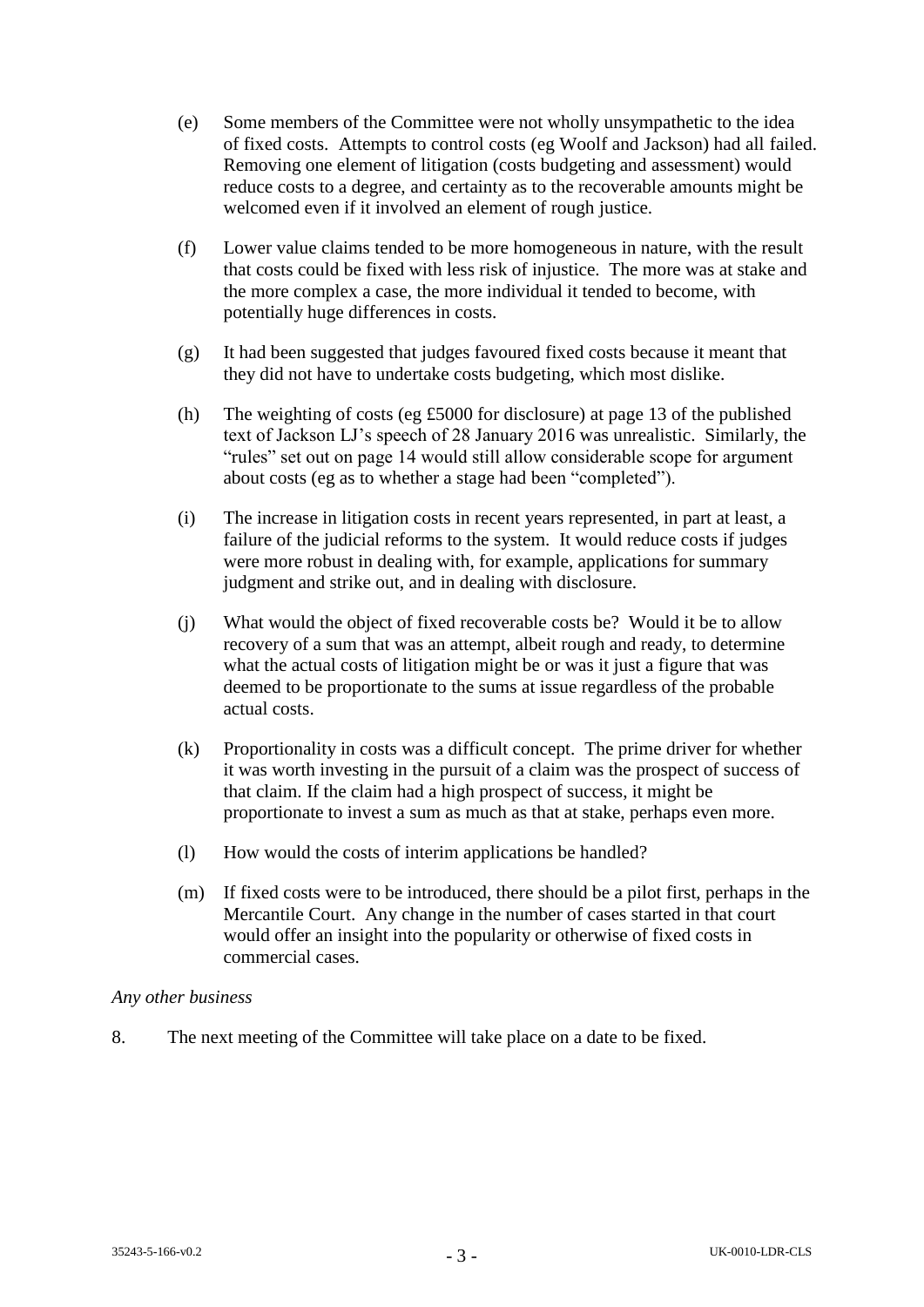(e) Some members of the Committee were not wholly unsympathetic to the idea of fixed costs. Attempts to control costs (eg Woolf and Jackson) had all failed. Removing one element of litigation (costs budgeting and assessment) would reduce costs to a degree, and certainty as to the recoverable amounts might be welcomed even if it involved an element of rough justice.

(f) Lower value claims tended to be more homogeneous in nature, with the result that costs could be fixed with less risk of injustice. The more was at stake and the more complex a case, the more individual it tended to become, with potentially huge differences in costs.

(g) It had been suggested that judges favoured fixed costs because it meant that they did not have to undertake costs budgeting, which most dislike.

(h) The weighting of costs (eg £5000 for disclosure) at page 13 of the published text of Jackson LJ's speech of 28 January 2016 was unrealistic. Similarly, the "rules" set out on page 14 would still allow considerable scope for argument about costs (eg as to whether a stage had been "completed").

(i) The increase in litigation costs in recent years represented, in part at least, a failure of the judicial reforms to the system. It would reduce costs if judges were more robust in dealing with, for example, applications for summary judgment and strike out, and in dealing with disclosure.

(j) What would the object of fixed recoverable costs be? Would it be to allow recovery of a sum that was an attempt, albeit rough and ready, to determine what the actual costs of litigation might be or was it just a figure that was deemed to be proportionate to the sums at issue regardless of the probable actual costs.

(k) Proportionality in costs was a difficult concept. The prime driver for whether it was worth investing in the pursuit of a claim was the prospect of success of that claim. If the claim had a high prospect of success, it might be proportionate to invest a sum as much as that at stake, perhaps even more.

(l) How would the costs of interim applications be handled?

(m) If fixed costs were to be introduced, there should be a pilot first, perhaps in the Mercantile Court. Any change in the number of cases started in that court would offer an insight into the popularity or otherwise of fixed costs in commercial cases.

*Any other business*

8. The next meeting of the Committee will take place on a date to be fixed.